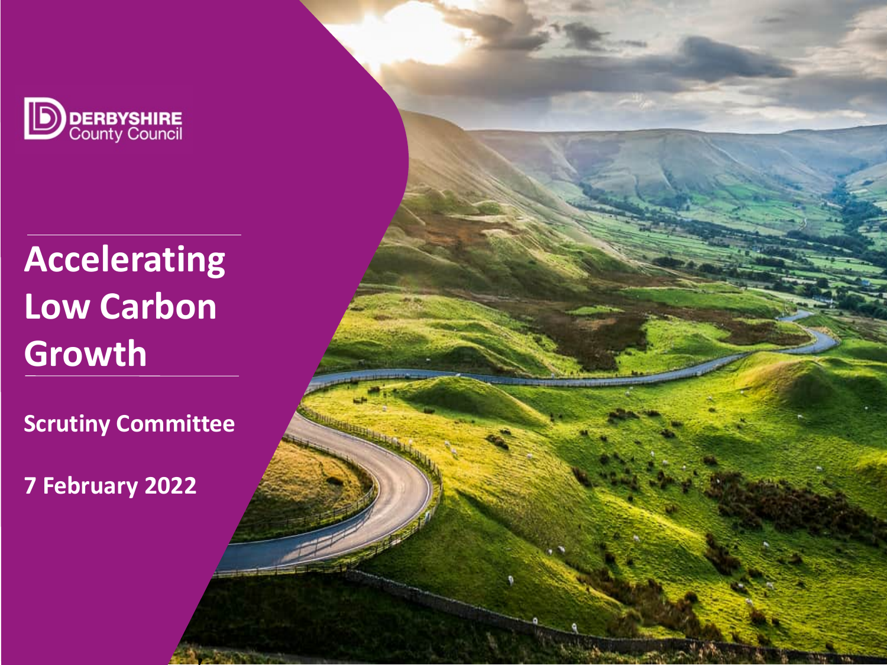DERBYSHIRE County Council

# Accelerating Low Carbon Growth

**Scrutiny Committee**

**7 February 2022**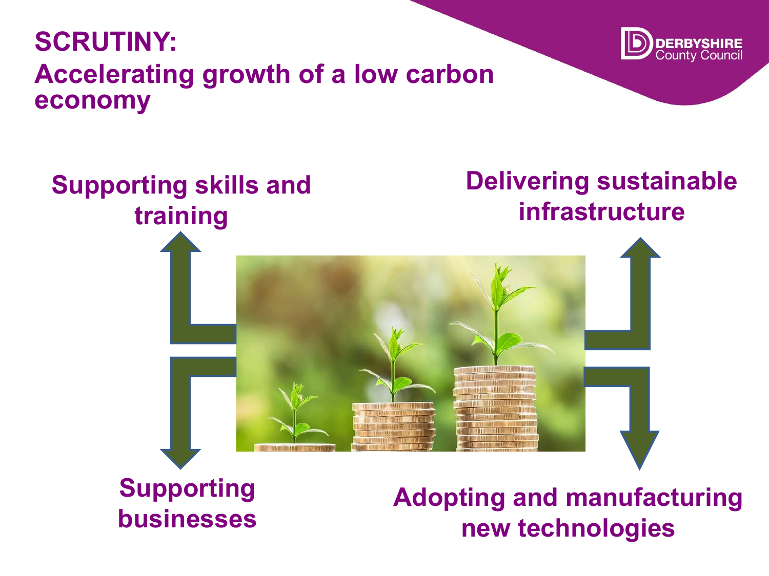# SCRUTINY:
## Accelerating growth of a low carbon economy

**Supporting skills and training**

**Delivering sustainable infrastructure**

**Supporting businesses**

**Adopting and manufacturing new technologies**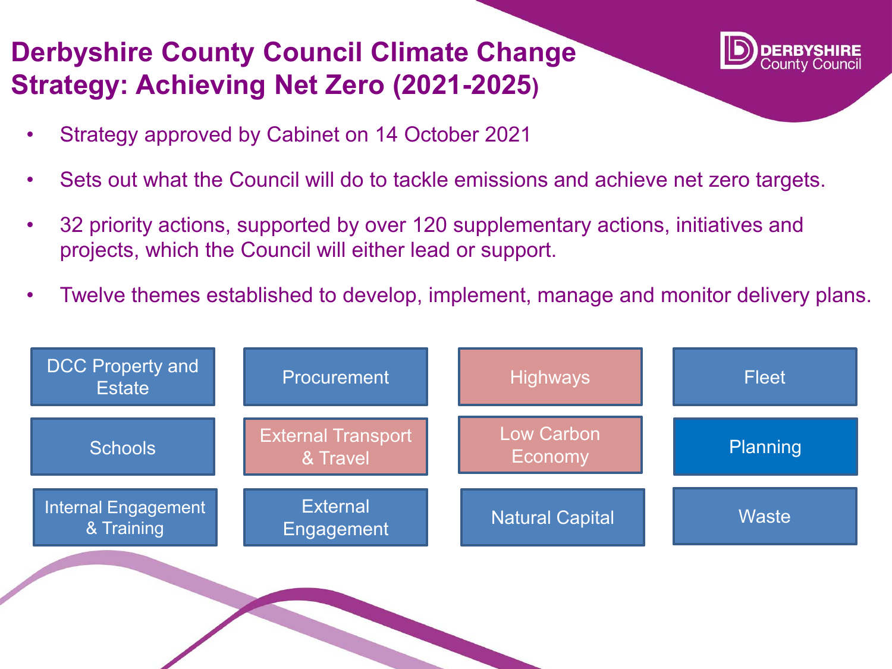# Derbyshire County Council Climate Change Strategy: Achieving Net Zero (2021-2025)

DERBYSHIRE County Council

- Strategy approved by Cabinet on 14 October 2021
- Sets out what the Council will do to tackle emissions and achieve net zero targets.
- 32 priority actions, supported by over 120 supplementary actions, initiatives and projects, which the Council will either lead or support.
- Twelve themes established to develop, implement, manage and monitor delivery plans.

| | | | |
|---|---|---|---|
| DCC Property and Estate | Procurement | Highways | Fleet |
| Schools | External Transport & Travel | Low Carbon Economy | Planning |
| Internal Engagement & Training | External Engagement | Natural Capital | Waste |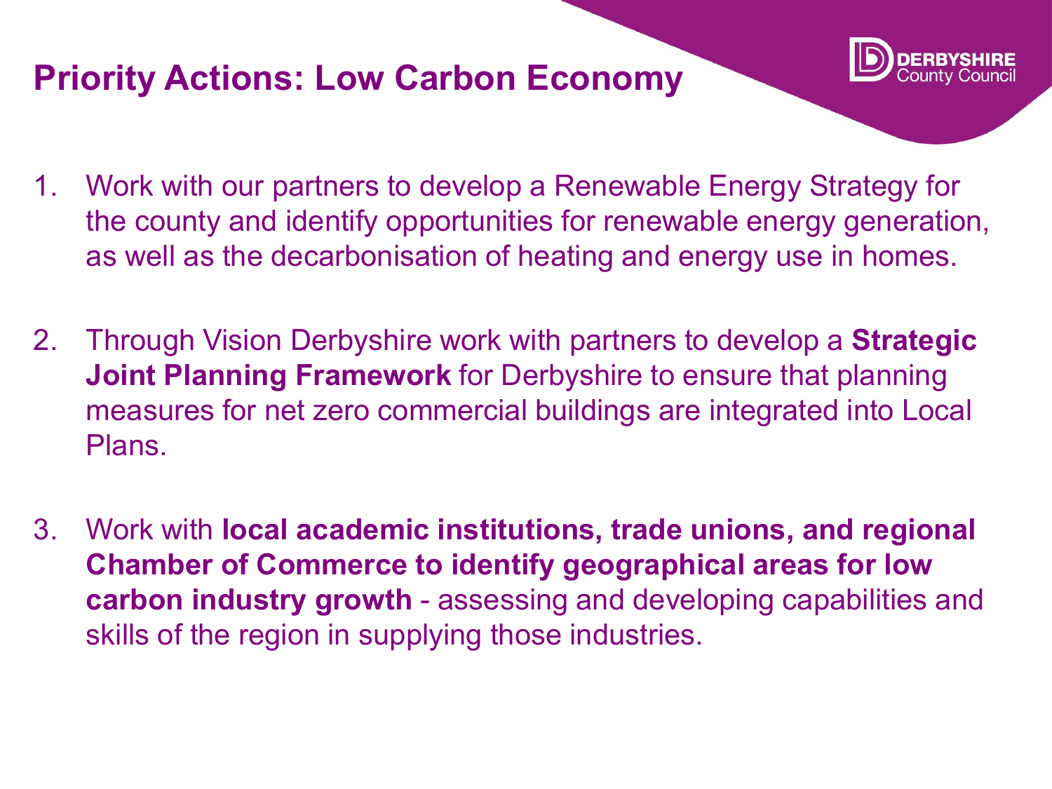# Priority Actions: Low Carbon Economy

1. Work with our partners to develop a Renewable Energy Strategy for the county and identify opportunities for renewable energy generation, as well as the decarbonisation of heating and energy use in homes.

2. Through Vision Derbyshire work with partners to develop a **Strategic Joint Planning Framework** for Derbyshire to ensure that planning measures for net zero commercial buildings are integrated into Local Plans.

3. Work with **local academic institutions, trade unions, and regional Chamber of Commerce to identify geographical areas for low carbon industry growth** - assessing and developing capabilities and skills of the region in supplying those industries.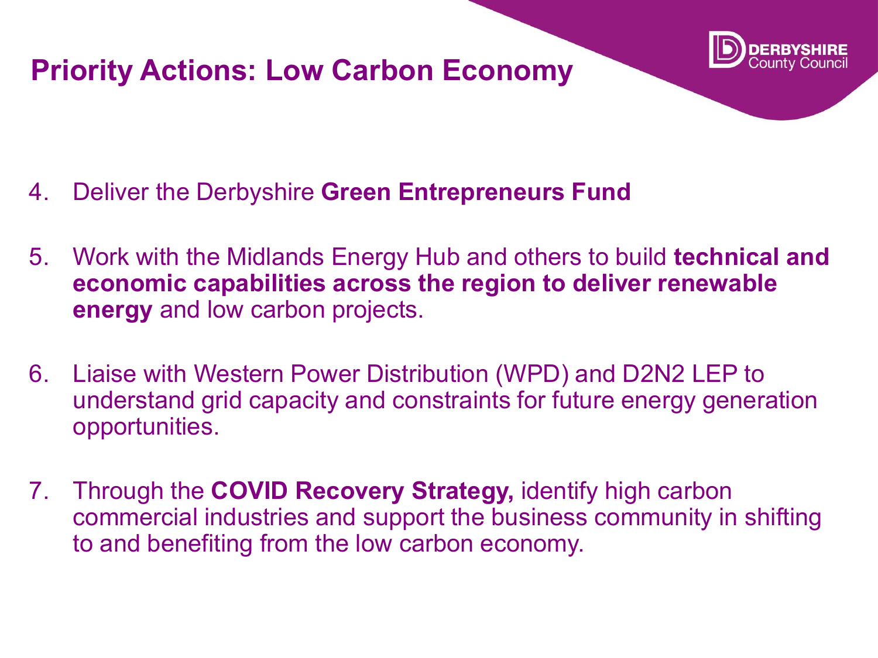# Priority Actions: Low Carbon Economy

4. Deliver the Derbyshire **Green Entrepreneurs Fund**

5. Work with the Midlands Energy Hub and others to build **technical and economic capabilities across the region to deliver renewable energy** and low carbon projects.

6. Liaise with Western Power Distribution (WPD) and D2N2 LEP to understand grid capacity and constraints for future energy generation opportunities.

7. Through the **COVID Recovery Strategy,** identify high carbon commercial industries and support the business community in shifting to and benefiting from the low carbon economy.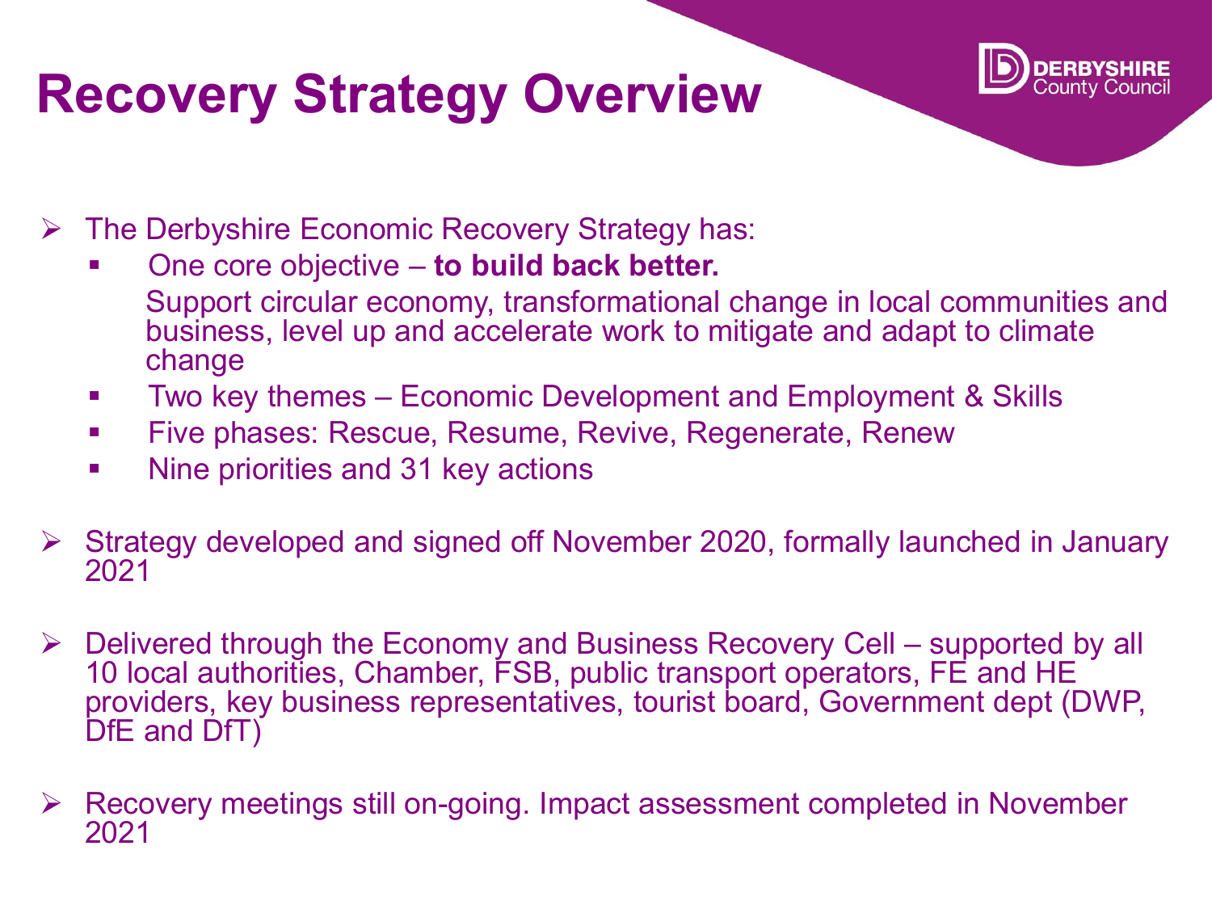# Recovery Strategy Overview

- The Derbyshire Economic Recovery Strategy has:
  - One core objective – **to build back better.**
    Support circular economy, transformational change in local communities and business, level up and accelerate work to mitigate and adapt to climate change
  - Two key themes – Economic Development and Employment & Skills
  - Five phases: Rescue, Resume, Revive, Regenerate, Renew
  - Nine priorities and 31 key actions

- Strategy developed and signed off November 2020, formally launched in January 2021

- Delivered through the Economy and Business Recovery Cell – supported by all 10 local authorities, Chamber, FSB, public transport operators, FE and HE providers, key business representatives, tourist board, Government dept (DWP, DfE and DfT)

- Recovery meetings still on-going. Impact assessment completed in November 2021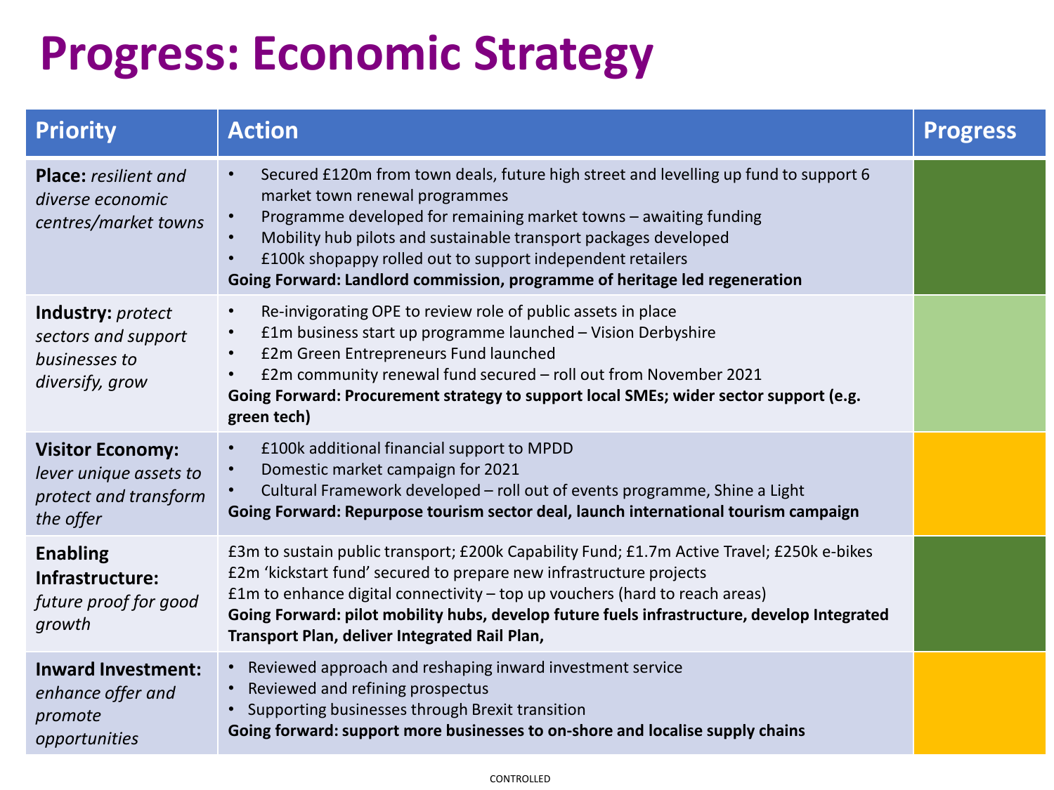# Progress: Economic Strategy

| Priority | Action | Progress |
|---|---|---|
| **Place:** *resilient and diverse economic centres/market towns* | • Secured £120m from town deals, future high street and levelling up fund to support 6 market town renewal programmes<br>• Programme developed for remaining market towns – awaiting funding<br>• Mobility hub pilots and sustainable transport packages developed<br>• £100k shopappy rolled out to support independent retailers<br>**Going Forward: Landlord commission, programme of heritage led regeneration** | |
| **Industry:** *protect sectors and support businesses to diversify, grow* | • Re-invigorating OPE to review role of public assets in place<br>• £1m business start up programme launched – Vision Derbyshire<br>• £2m Green Entrepreneurs Fund launched<br>• £2m community renewal fund secured – roll out from November 2021<br>**Going Forward: Procurement strategy to support local SMEs; wider sector support (e.g. green tech)** | |
| **Visitor Economy:** *lever unique assets to protect and transform the offer* | • £100k additional financial support to MPDD<br>• Domestic market campaign for 2021<br>• Cultural Framework developed – roll out of events programme, Shine a Light<br>**Going Forward: Repurpose tourism sector deal, launch international tourism campaign** | |
| **Enabling Infrastructure:** *future proof for good growth* | £3m to sustain public transport; £200k Capability Fund; £1.7m Active Travel; £250k e-bikes<br>£2m 'kickstart fund' secured to prepare new infrastructure projects<br>£1m to enhance digital connectivity – top up vouchers (hard to reach areas)<br>**Going Forward: pilot mobility hubs, develop future fuels infrastructure, develop Integrated Transport Plan, deliver Integrated Rail Plan,** | |
| **Inward Investment:** *enhance offer and promote opportunities* | • Reviewed approach and reshaping inward investment service<br>• Reviewed and refining prospectus<br>• Supporting businesses through Brexit transition<br>**Going forward: support more businesses to on-shore and localise supply chains** | |

CONTROLLED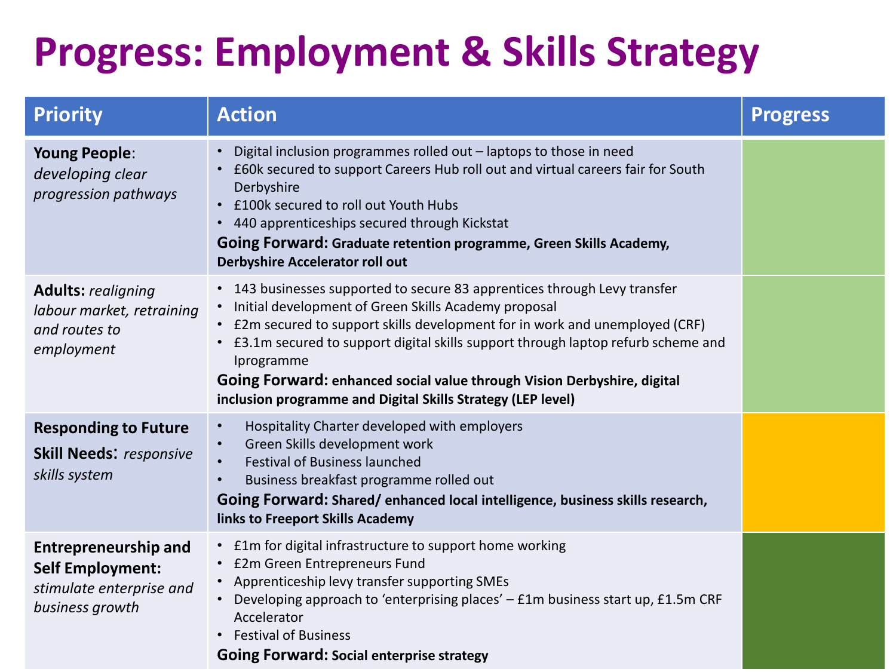# Progress: Employment & Skills Strategy

| Priority | Action | Progress |
|---|---|---|
| **Young People**: *developing clear progression pathways* | • Digital inclusion programmes rolled out – laptops to those in need<br>• £60k secured to support Careers Hub roll out and virtual careers fair for South Derbyshire<br>• £100k secured to roll out Youth Hubs<br>• 440 apprenticeships secured through Kickstat<br>**Going Forward: Graduate retention programme, Green Skills Academy, Derbyshire Accelerator roll out** | |
| **Adults:** *realigning labour market, retraining and routes to employment* | • 143 businesses supported to secure 83 apprentices through Levy transfer<br>• Initial development of Green Skills Academy proposal<br>• £2m secured to support skills development for in work and unemployed (CRF)<br>• £3.1m secured to support digital skills support through laptop refurb scheme and Iprogramme<br>**Going Forward: enhanced social value through Vision Derbyshire, digital inclusion programme and Digital Skills Strategy (LEP level)** | |
| **Responding to Future Skill Needs**: *responsive skills system* | • Hospitality Charter developed with employers<br>• Green Skills development work<br>• Festival of Business launched<br>• Business breakfast programme rolled out<br>**Going Forward: Shared/ enhanced local intelligence, business skills research, links to Freeport Skills Academy** | |
| **Entrepreneurship and Self Employment:** *stimulate enterprise and business growth* | • £1m for digital infrastructure to support home working<br>• £2m Green Entrepreneurs Fund<br>• Apprenticeship levy transfer supporting SMEs<br>• Developing approach to 'enterprising places' – £1m business start up, £1.5m CRF Accelerator<br>• Festival of Business<br>**Going Forward: Social enterprise strategy** | |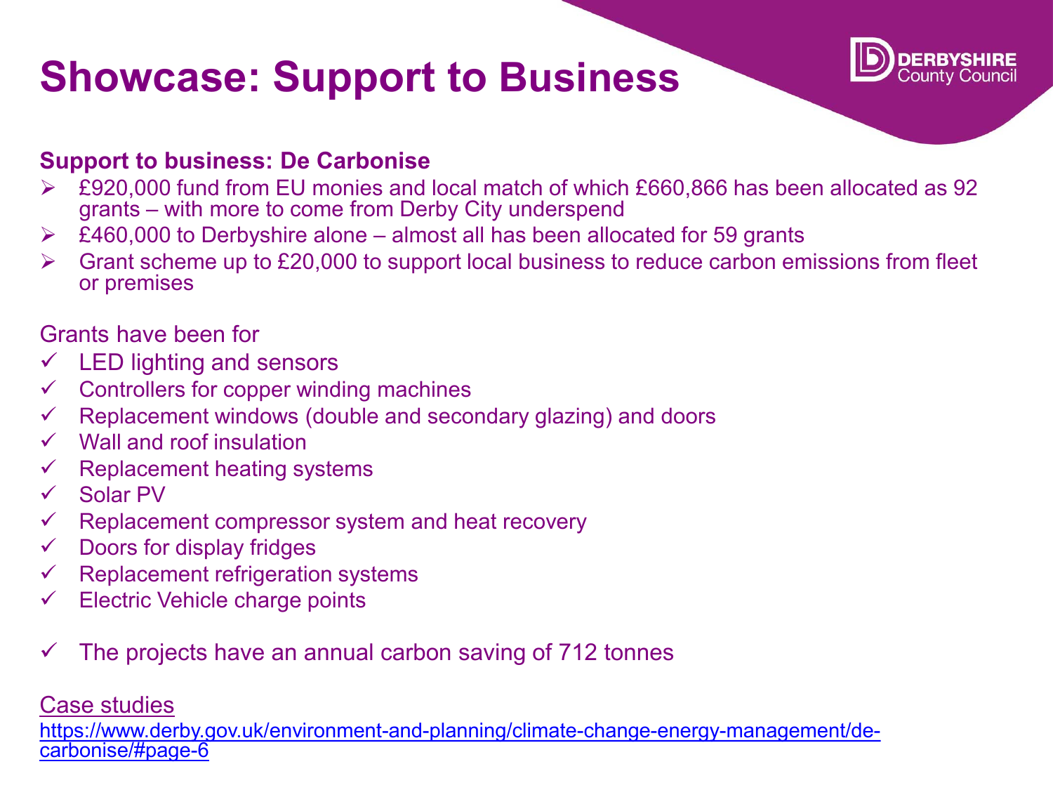# Showcase: Support to Business

**Support to business: De Carbonise**

- £920,000 fund from EU monies and local match of which £660,866 has been allocated as 92 grants – with more to come from Derby City underspend
- £460,000 to Derbyshire alone – almost all has been allocated for 59 grants
- Grant scheme up to £20,000 to support local business to reduce carbon emissions from fleet or premises

Grants have been for

- ✓ LED lighting and sensors
- ✓ Controllers for copper winding machines
- ✓ Replacement windows (double and secondary glazing) and doors
- ✓ Wall and roof insulation
- ✓ Replacement heating systems
- ✓ Solar PV
- ✓ Replacement compressor system and heat recovery
- ✓ Doors for display fridges
- ✓ Replacement refrigeration systems
- ✓ Electric Vehicle charge points

- ✓ The projects have an annual carbon saving of 712 tonnes

Case studies

https://www.derby.gov.uk/environment-and-planning/climate-change-energy-management/de-carbonise/#page-6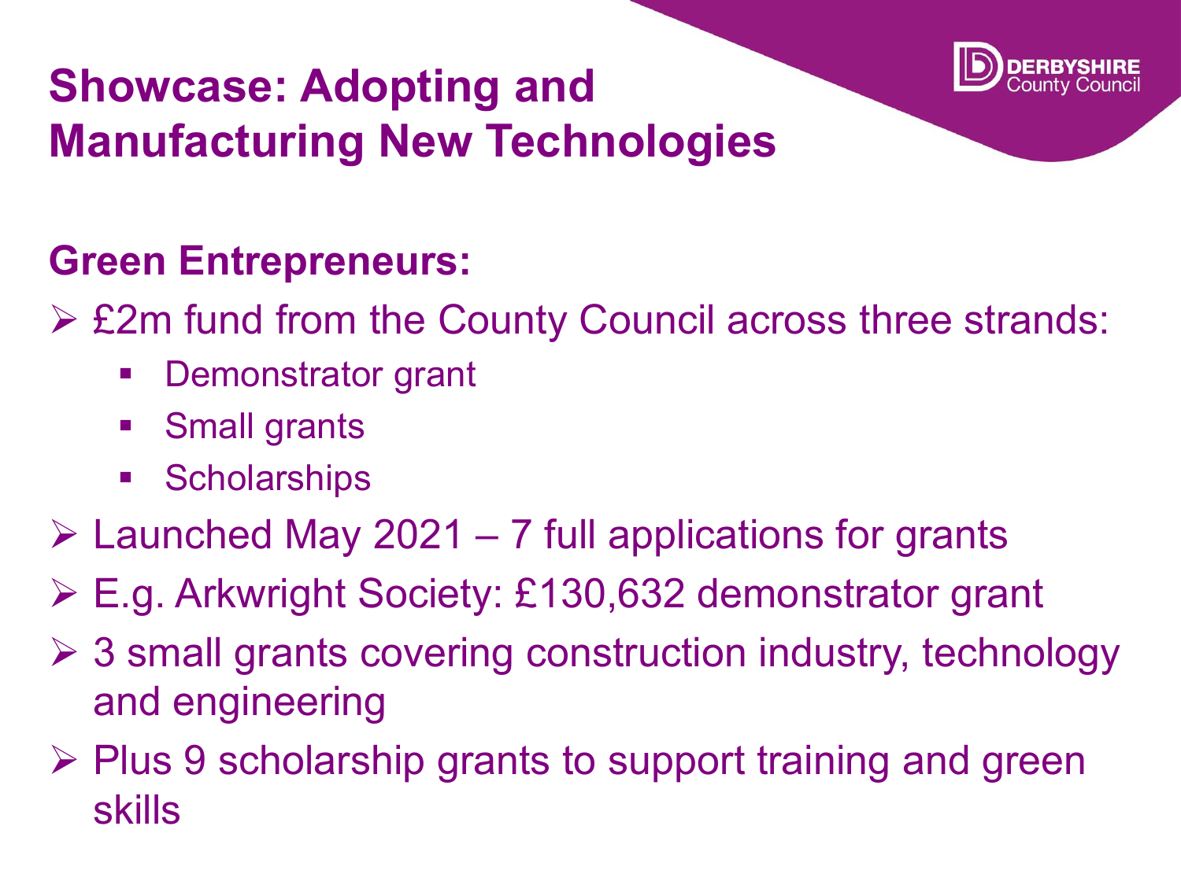# Showcase: Adopting and Manufacturing New Technologies

## Green Entrepreneurs:

- £2m fund from the County Council across three strands:
  - Demonstrator grant
  - Small grants
  - Scholarships
- Launched May 2021 – 7 full applications for grants
- E.g. Arkwright Society: £130,632 demonstrator grant
- 3 small grants covering construction industry, technology and engineering
- Plus 9 scholarship grants to support training and green skills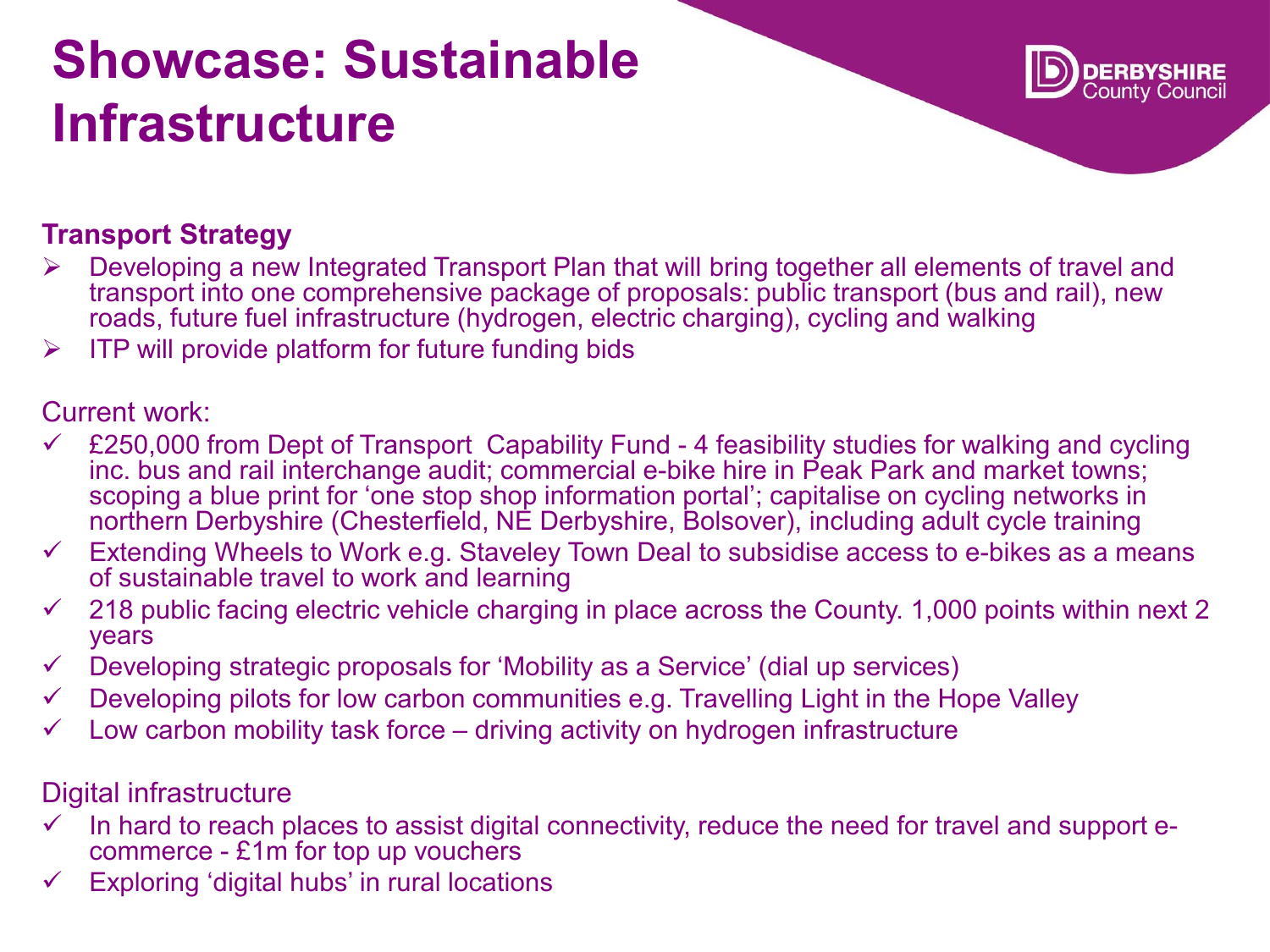# Showcase: Sustainable Infrastructure

DERBYSHIRE County Council

**Transport Strategy**

- Developing a new Integrated Transport Plan that will bring together all elements of travel and transport into one comprehensive package of proposals: public transport (bus and rail), new roads, future fuel infrastructure (hydrogen, electric charging), cycling and walking
- ITP will provide platform for future funding bids

Current work:

- ✓ £250,000 from Dept of Transport Capability Fund - 4 feasibility studies for walking and cycling inc. bus and rail interchange audit; commercial e-bike hire in Peak Park and market towns; scoping a blue print for 'one stop shop information portal'; capitalise on cycling networks in northern Derbyshire (Chesterfield, NE Derbyshire, Bolsover), including adult cycle training
- ✓ Extending Wheels to Work e.g. Staveley Town Deal to subsidise access to e-bikes as a means of sustainable travel to work and learning
- ✓ 218 public facing electric vehicle charging in place across the County. 1,000 points within next 2 years
- ✓ Developing strategic proposals for 'Mobility as a Service' (dial up services)
- ✓ Developing pilots for low carbon communities e.g. Travelling Light in the Hope Valley
- ✓ Low carbon mobility task force – driving activity on hydrogen infrastructure

Digital infrastructure

- ✓ In hard to reach places to assist digital connectivity, reduce the need for travel and support e-commerce - £1m for top up vouchers
- ✓ Exploring 'digital hubs' in rural locations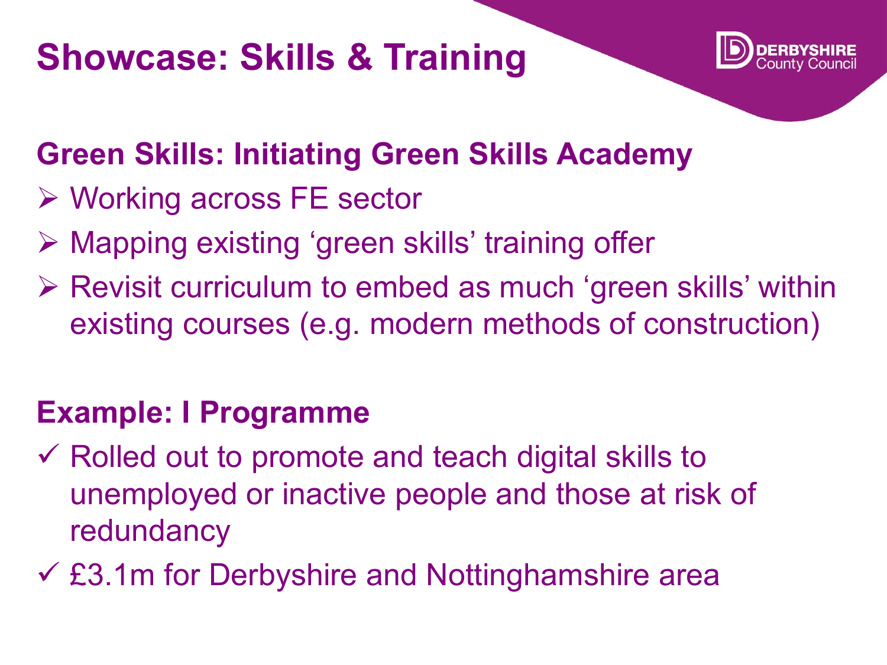# Showcase: Skills & Training

## Green Skills: Initiating Green Skills Academy

- Working across FE sector
- Mapping existing 'green skills' training offer
- Revisit curriculum to embed as much 'green skills' within existing courses (e.g. modern methods of construction)

## Example: I Programme

- ✓ Rolled out to promote and teach digital skills to unemployed or inactive people and those at risk of redundancy
- ✓ £3.1m for Derbyshire and Nottinghamshire area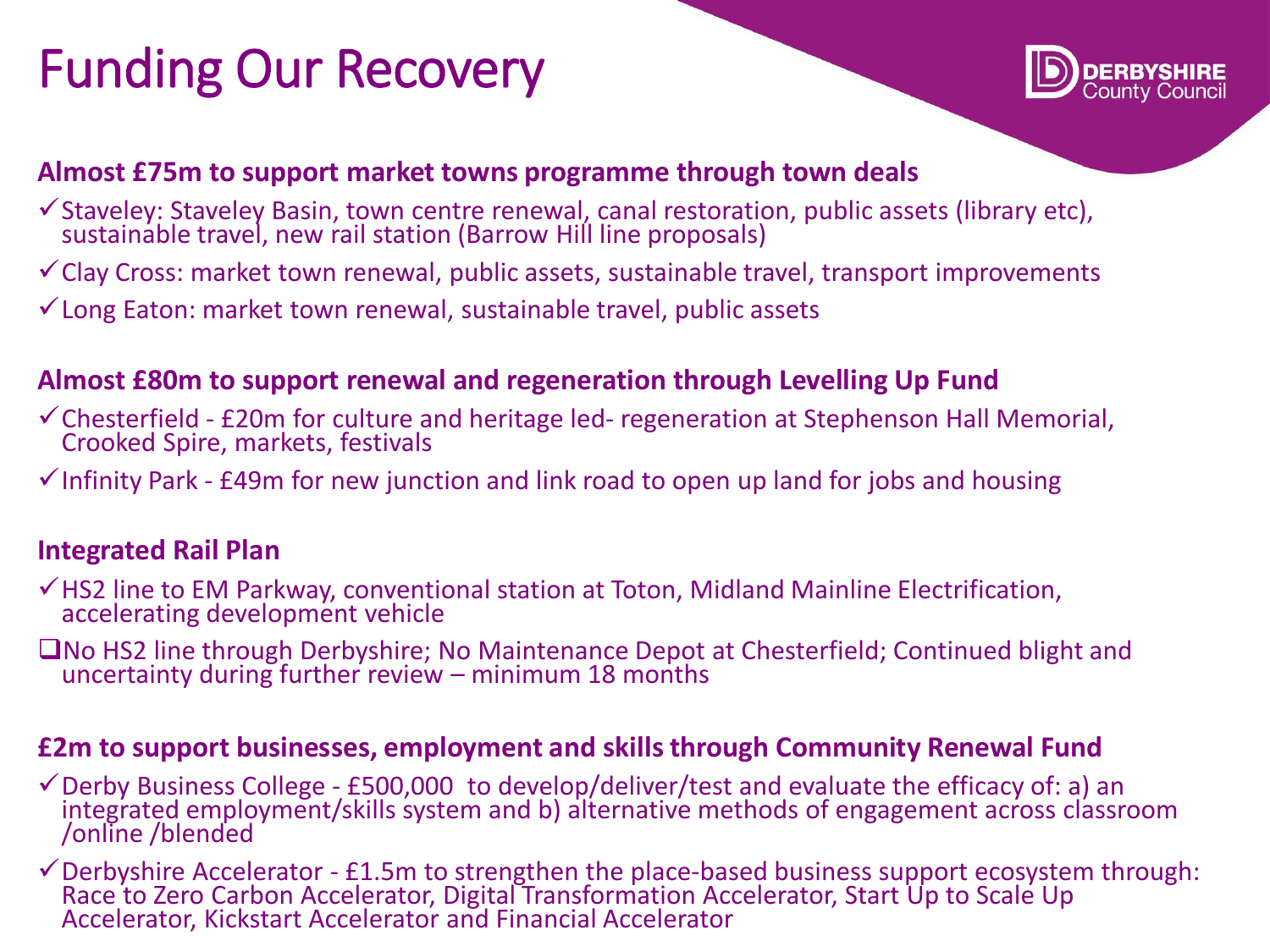# Funding Our Recovery

**Almost £75m to support market towns programme through town deals**

- ✓ Staveley: Staveley Basin, town centre renewal, canal restoration, public assets (library etc), sustainable travel, new rail station (Barrow Hill line proposals)
- ✓ Clay Cross: market town renewal, public assets, sustainable travel, transport improvements
- ✓ Long Eaton: market town renewal, sustainable travel, public assets

**Almost £80m to support renewal and regeneration through Levelling Up Fund**

- ✓ Chesterfield - £20m for culture and heritage led- regeneration at Stephenson Hall Memorial, Crooked Spire, markets, festivals
- ✓ Infinity Park - £49m for new junction and link road to open up land for jobs and housing

**Integrated Rail Plan**

- ✓ HS2 line to EM Parkway, conventional station at Toton, Midland Mainline Electrification, accelerating development vehicle
- ❑ No HS2 line through Derbyshire; No Maintenance Depot at Chesterfield; Continued blight and uncertainty during further review – minimum 18 months

**£2m to support businesses, employment and skills through Community Renewal Fund**

- ✓ Derby Business College - £500,000 to develop/deliver/test and evaluate the efficacy of: a) an integrated employment/skills system and b) alternative methods of engagement across classroom /online /blended
- ✓ Derbyshire Accelerator - £1.5m to strengthen the place-based business support ecosystem through: Race to Zero Carbon Accelerator, Digital Transformation Accelerator, Start Up to Scale Up Accelerator, Kickstart Accelerator and Financial Accelerator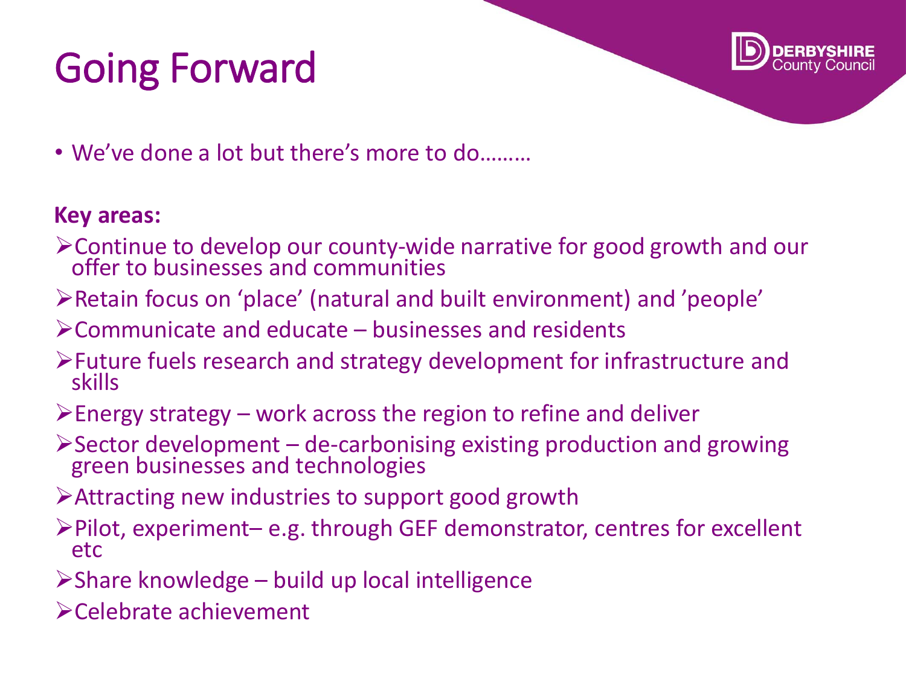# Going Forward

- We've done a lot but there's more to do………

**Key areas:**

- Continue to develop our county-wide narrative for good growth and our offer to businesses and communities
- Retain focus on 'place' (natural and built environment) and 'people'
- Communicate and educate – businesses and residents
- Future fuels research and strategy development for infrastructure and skills
- Energy strategy – work across the region to refine and deliver
- Sector development – de-carbonising existing production and growing green businesses and technologies
- Attracting new industries to support good growth
- Pilot, experiment– e.g. through GEF demonstrator, centres for excellent etc
- Share knowledge – build up local intelligence
- Celebrate achievement